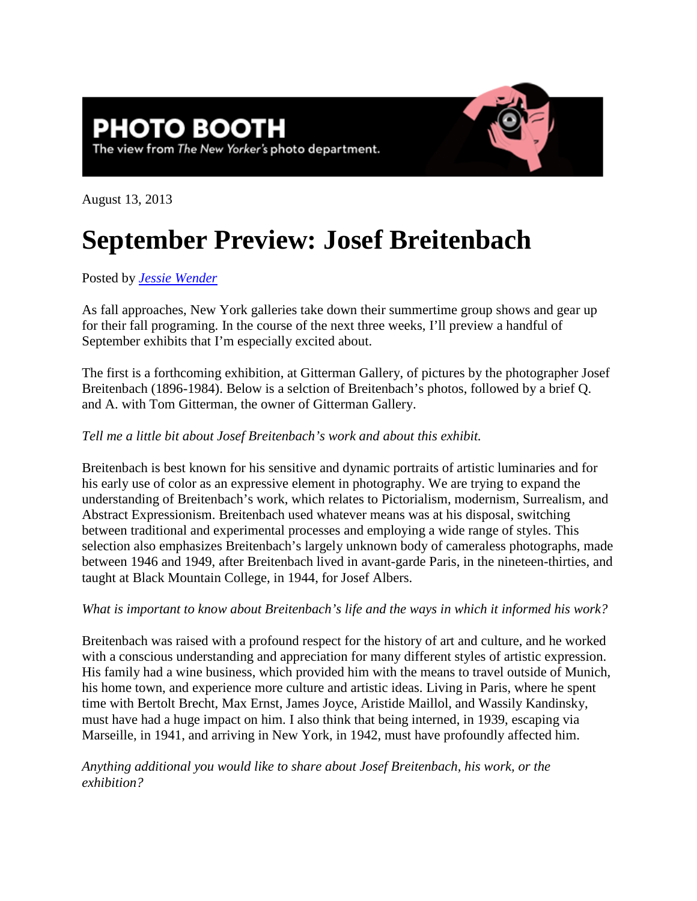**PHOTO BOOTH**
The view from *The New Yorker's* photo department.

August 13, 2013

# September Preview: Josef Breitenbach

Posted by *Jessie Wender*

As fall approaches, New York galleries take down their summertime group shows and gear up for their fall programing. In the course of the next three weeks, I'll preview a handful of September exhibits that I'm especially excited about.

The first is a forthcoming exhibition, at Gitterman Gallery, of pictures by the photographer Josef Breitenbach (1896-1984). Below is a selction of Breitenbach's photos, followed by a brief Q. and A. with Tom Gitterman, the owner of Gitterman Gallery.

*Tell me a little bit about Josef Breitenbach's work and about this exhibit.*

Breitenbach is best known for his sensitive and dynamic portraits of artistic luminaries and for his early use of color as an expressive element in photography. We are trying to expand the understanding of Breitenbach's work, which relates to Pictorialism, modernism, Surrealism, and Abstract Expressionism. Breitenbach used whatever means was at his disposal, switching between traditional and experimental processes and employing a wide range of styles. This selection also emphasizes Breitenbach's largely unknown body of cameraless photographs, made between 1946 and 1949, after Breitenbach lived in avant-garde Paris, in the nineteen-thirties, and taught at Black Mountain College, in 1944, for Josef Albers.

*What is important to know about Breitenbach's life and the ways in which it informed his work?*

Breitenbach was raised with a profound respect for the history of art and culture, and he worked with a conscious understanding and appreciation for many different styles of artistic expression. His family had a wine business, which provided him with the means to travel outside of Munich, his home town, and experience more culture and artistic ideas. Living in Paris, where he spent time with Bertolt Brecht, Max Ernst, James Joyce, Aristide Maillol, and Wassily Kandinsky, must have had a huge impact on him. I also think that being interned, in 1939, escaping via Marseille, in 1941, and arriving in New York, in 1942, must have profoundly affected him.

*Anything additional you would like to share about Josef Breitenbach, his work, or the exhibition?*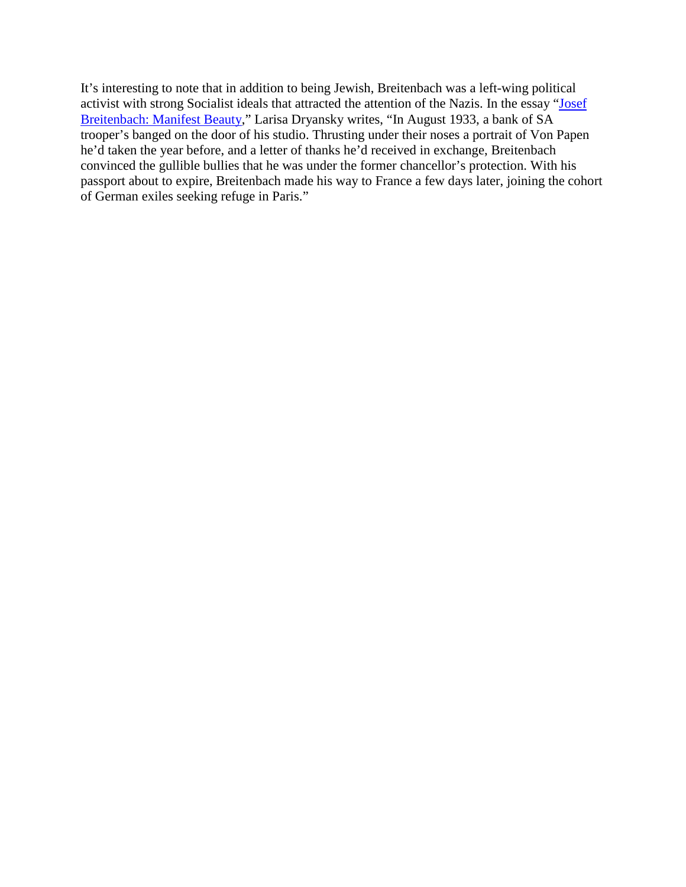It's interesting to note that in addition to being Jewish, Breitenbach was a left-wing political activist with strong Socialist ideals that attracted the attention of the Nazis. In the essay "Josef Breitenbach: Manifest Beauty," Larisa Dryansky writes, "In August 1933, a bank of SA trooper's banged on the door of his studio. Thrusting under their noses a portrait of Von Papen he'd taken the year before, and a letter of thanks he'd received in exchange, Breitenbach convinced the gullible bullies that he was under the former chancellor's protection. With his passport about to expire, Breitenbach made his way to France a few days later, joining the cohort of German exiles seeking refuge in Paris."